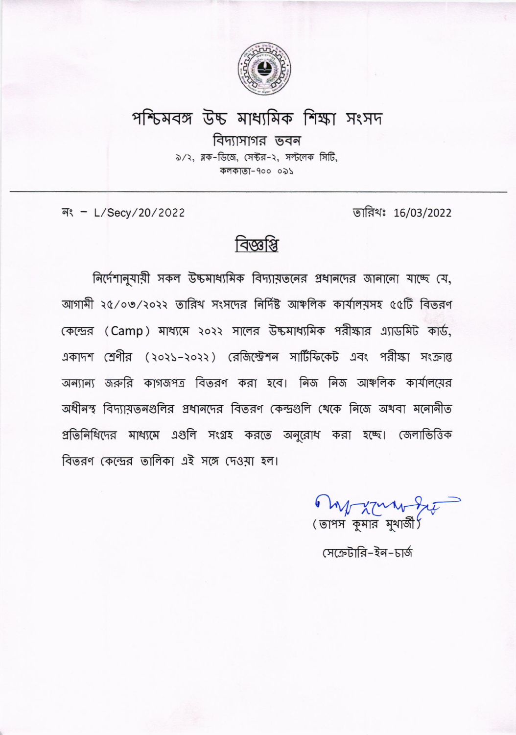# পশ্চিমবঙ্গ উচ্চ মাধ্যমিক শিক্ষা সংসদ

বিদ্যাসাগর ভবন

৯/২, ব্লক-ডিজে, সেক্টর-২, সল্টলেক সিটি,
কলকাতা-৭০০ ০৯১

---

নং – L/Secy/20/2022 তারিখঃ 16/03/2022

## বিজ্ঞপ্তি

নির্দেশানুযায়ী সকল উচ্চমাধ্যমিক বিদ্যায়তনের প্রধানদের জানানো যাচ্ছে যে, আগামী ২৫/০৩/২০২২ তারিখ সংসদের নির্দিষ্ট আঞ্চলিক কার্যালয়সহ ৫৫টি বিতরণ কেন্দ্রের (Camp) মাধ্যমে ২০২২ সালের উচ্চমাধ্যমিক পরীক্ষার এ্যাডমিট কার্ড, একাদশ শ্রেণীর (২০২১-২০২২) রেজিস্ট্রেশন সার্টিফিকেট এবং পরীক্ষা সংক্রান্ত অন্যান্য জরুরি কাগজপত্র বিতরণ করা হবে। নিজ নিজ আঞ্চলিক কার্যালয়ের অধীনস্থ বিদ্যায়তনগুলির প্রধানদের বিতরণ কেন্দ্রগুলি থেকে নিজে অথবা মনোনীত প্রতিনিধিদের মাধ্যমে এগুলি সংগ্রহ করতে অনুরোধ করা হচ্ছে। জেলাভিত্তিক বিতরণ কেন্দ্রের তালিকা এই সঙ্গে দেওয়া হল।

(তাপস কুমার মুখার্জী)

সেক্রেটারি-ইন-চার্জ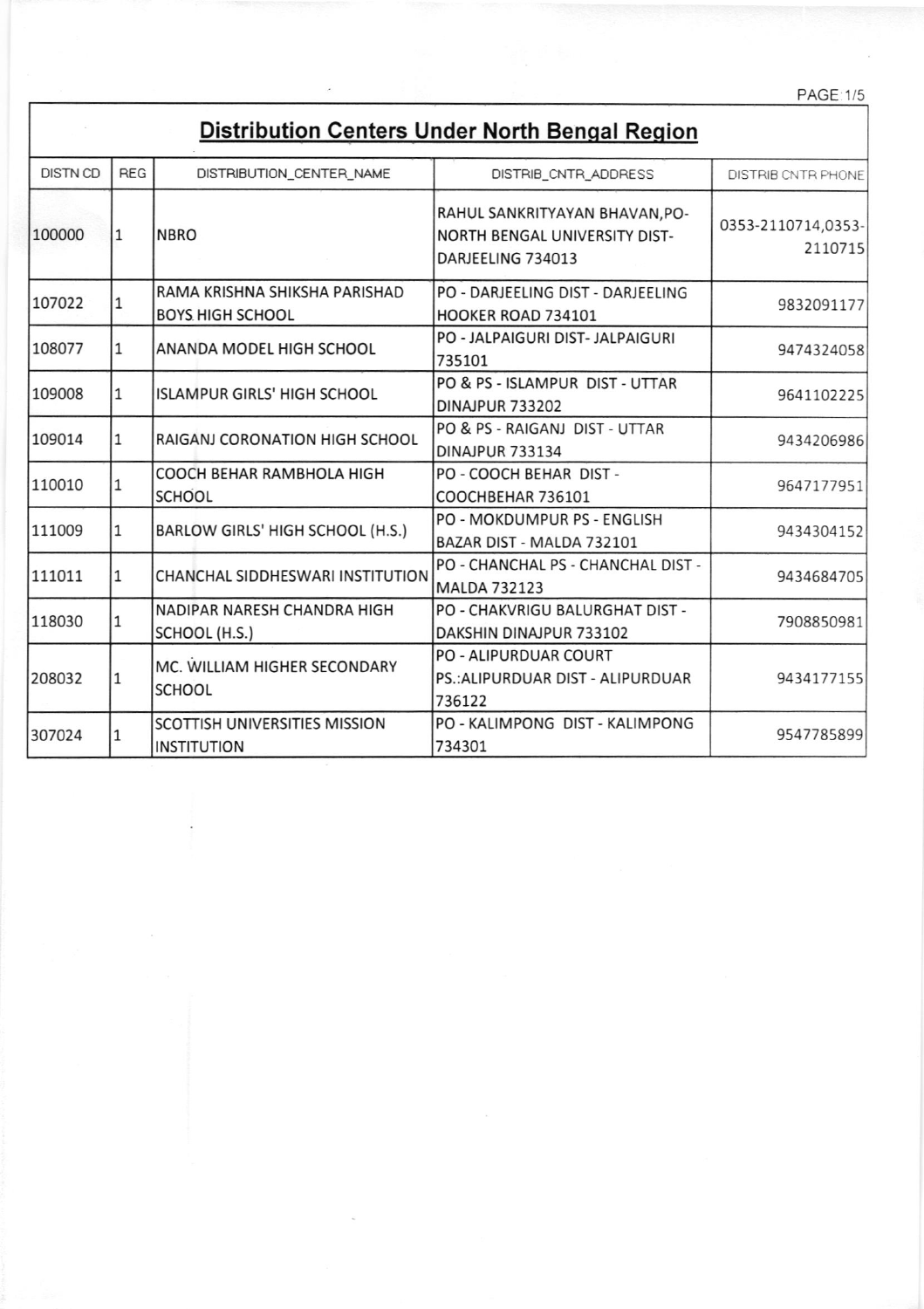## Distribution Centers Under North Bengal Region

| DISTN CD | REG | DISTRIBUTION_CENTER_NAME | DISTRIB_CNTR_ADDRESS | DISTRIB CNTR PHONE |
|---|---|---|---|---|
| 100000 | 1 | NBRO | RAHUL SANKRITYAYAN BHAVAN,PO-NORTH BENGAL UNIVERSITY DIST-DARJEELING 734013 | 0353-2110714,0353-2110715 |
| 107022 | 1 | RAMA KRISHNA SHIKSHA PARISHAD BOYS HIGH SCHOOL | PO - DARJEELING DIST - DARJEELING HOOKER ROAD 734101 | 9832091177 |
| 108077 | 1 | ANANDA MODEL HIGH SCHOOL | PO - JALPAIGURI DIST- JALPAIGURI 735101 | 9474324058 |
| 109008 | 1 | ISLAMPUR GIRLS' HIGH SCHOOL | PO & PS - ISLAMPUR DIST - UTTAR DINAJPUR 733202 | 9641102225 |
| 109014 | 1 | RAIGANJ CORONATION HIGH SCHOOL | PO & PS - RAIGANJ DIST - UTTAR DINAJPUR 733134 | 9434206986 |
| 110010 | 1 | COOCH BEHAR RAMBHOLA HIGH SCHOOL | PO - COOCH BEHAR DIST - COOCHBEHAR 736101 | 9647177951 |
| 111009 | 1 | BARLOW GIRLS' HIGH SCHOOL (H.S.) | PO - MOKDUMPUR PS - ENGLISH BAZAR DIST - MALDA 732101 | 9434304152 |
| 111011 | 1 | CHANCHAL SIDDHESWARI INSTITUTION | PO - CHANCHAL PS - CHANCHAL DIST - MALDA 732123 | 9434684705 |
| 118030 | 1 | NADIPAR NARESH CHANDRA HIGH SCHOOL (H.S.) | PO - CHAKVRIGU BALURGHAT DIST - DAKSHIN DINAJPUR 733102 | 7908850981 |
| 208032 | 1 | MC. WILLIAM HIGHER SECONDARY SCHOOL | PO - ALIPURDUAR COURT PS.:ALIPURDUAR DIST - ALIPURDUAR 736122 | 9434177155 |
| 307024 | 1 | SCOTTISH UNIVERSITIES MISSION INSTITUTION | PO - KALIMPONG DIST - KALIMPONG 734301 | 9547785899 |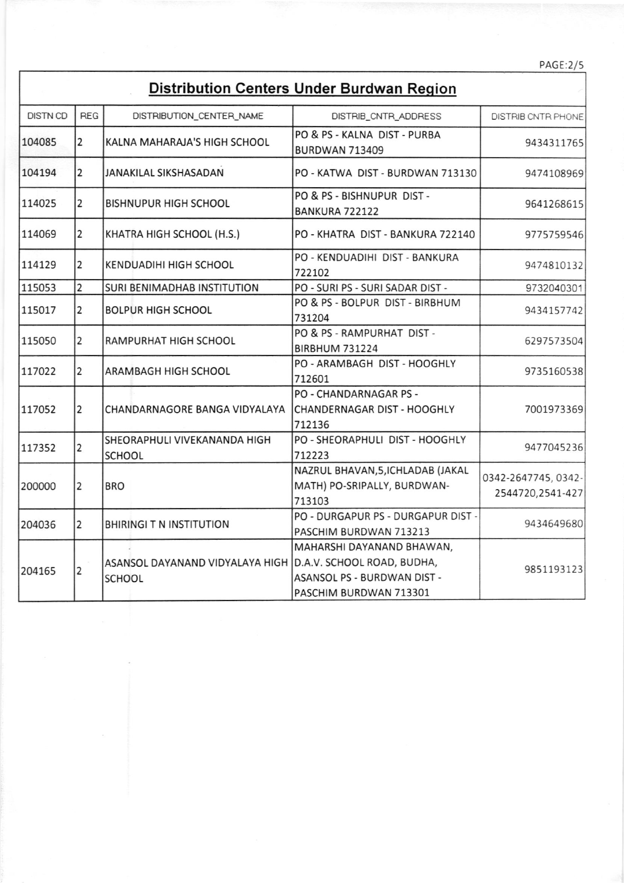## Distribution Centers Under Burdwan Region

| DISTN CD | REG | DISTRIBUTION_CENTER_NAME | DISTRIB_CNTR_ADDRESS | DISTRIB CNTR PHONE |
|---|---|---|---|---|
| 104085 | 2 | KALNA MAHARAJA'S HIGH SCHOOL | PO & PS - KALNA DIST - PURBA BURDWAN 713409 | 9434311765 |
| 104194 | 2 | JANAKILAL SIKSHASADAN | PO - KATWA DIST - BURDWAN 713130 | 9474108969 |
| 114025 | 2 | BISHNUPUR HIGH SCHOOL | PO & PS - BISHNUPUR DIST - BANKURA 722122 | 9641268615 |
| 114069 | 2 | KHATRA HIGH SCHOOL (H.S.) | PO - KHATRA DIST - BANKURA 722140 | 9775759546 |
| 114129 | 2 | KENDUADIHI HIGH SCHOOL | PO - KENDUADIHI DIST - BANKURA 722102 | 9474810132 |
| 115053 | 2 | SURI BENIMADHAB INSTITUTION | PO - SURI PS - SURI SADAR DIST - | 9732040301 |
| 115017 | 2 | BOLPUR HIGH SCHOOL | PO & PS - BOLPUR DIST - BIRBHUM 731204 | 9434157742 |
| 115050 | 2 | RAMPURHAT HIGH SCHOOL | PO & PS - RAMPURHAT DIST - BIRBHUM 731224 | 6297573504 |
| 117022 | 2 | ARAMBAGH HIGH SCHOOL | PO - ARAMBAGH DIST - HOOGHLY 712601 | 9735160538 |
| 117052 | 2 | CHANDARNAGORE BANGA VIDYALAYA | PO - CHANDARNAGAR PS - CHANDERNAGAR DIST - HOOGHLY 712136 | 7001973369 |
| 117352 | 2 | SHEORAPHULI VIVEKANANDA HIGH SCHOOL | PO - SHEORAPHULI DIST - HOOGHLY 712223 | 9477045236 |
| 200000 | 2 | BRO | NAZRUL BHAVAN,5,ICHLADAB (JAKAL MATH) PO-SRIPALLY, BURDWAN-713103 | 0342-2647745, 0342-2544720,2541-427 |
| 204036 | 2 | BHIRINGI T N INSTITUTION | PO - DURGAPUR PS - DURGAPUR DIST - PASCHIM BURDWAN 713213 | 9434649680 |
| 204165 | 2 | ASANSOL DAYANAND VIDYALAYA HIGH SCHOOL | MAHARSHI DAYANAND BHAWAN, D.A.V. SCHOOL ROAD, BUDHA, ASANSOL PS - BURDWAN DIST - PASCHIM BURDWAN 713301 | 9851193123 |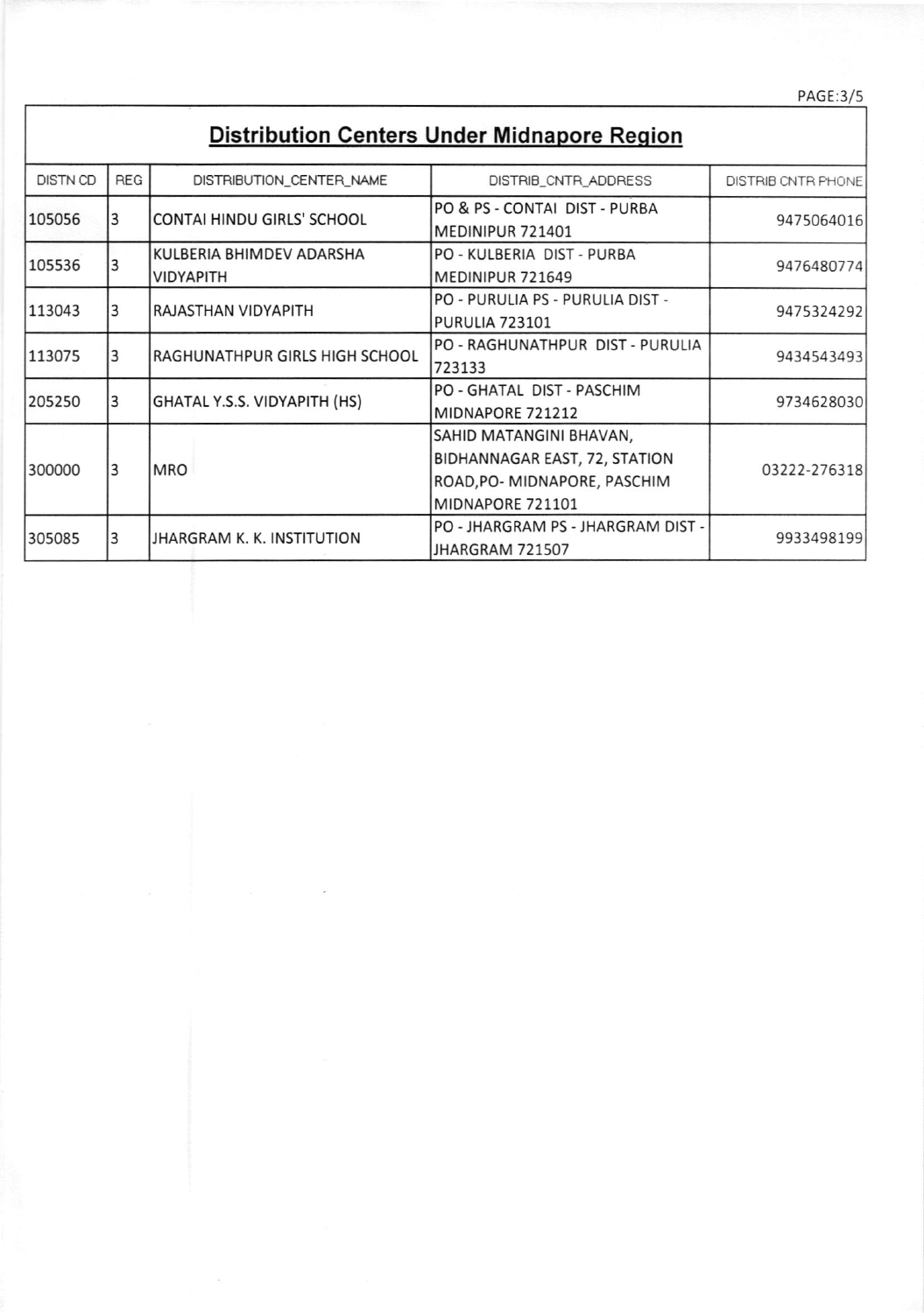## Distribution Centers Under Midnapore Region

| DISTN CD | REG | DISTRIBUTION_CENTER_NAME | DISTRIB_CNTR_ADDRESS | DISTRIB CNTR PHONE |
|---|---|---|---|---|
| 105056 | 3 | CONTAI HINDU GIRLS' SCHOOL | PO & PS - CONTAI DIST - PURBA MEDINIPUR 721401 | 9475064016 |
| 105536 | 3 | KULBERIA BHIMDEV ADARSHA VIDYAPITH | PO - KULBERIA DIST - PURBA MEDINIPUR 721649 | 9476480774 |
| 113043 | 3 | RAJASTHAN VIDYAPITH | PO - PURULIA PS - PURULIA DIST - PURULIA 723101 | 9475324292 |
| 113075 | 3 | RAGHUNATHPUR GIRLS HIGH SCHOOL | PO - RAGHUNATHPUR DIST - PURULIA 723133 | 9434543493 |
| 205250 | 3 | GHATAL Y.S.S. VIDYAPITH (HS) | PO - GHATAL DIST - PASCHIM MIDNAPORE 721212 | 9734628030 |
| 300000 | 3 | MRO | SAHID MATANGINI BHAVAN, BIDHANNAGAR EAST, 72, STATION ROAD,PO- MIDNAPORE, PASCHIM MIDNAPORE 721101 | 03222-276318 |
| 305085 | 3 | JHARGRAM K. K. INSTITUTION | PO - JHARGRAM PS - JHARGRAM DIST - JHARGRAM 721507 | 9933498199 |